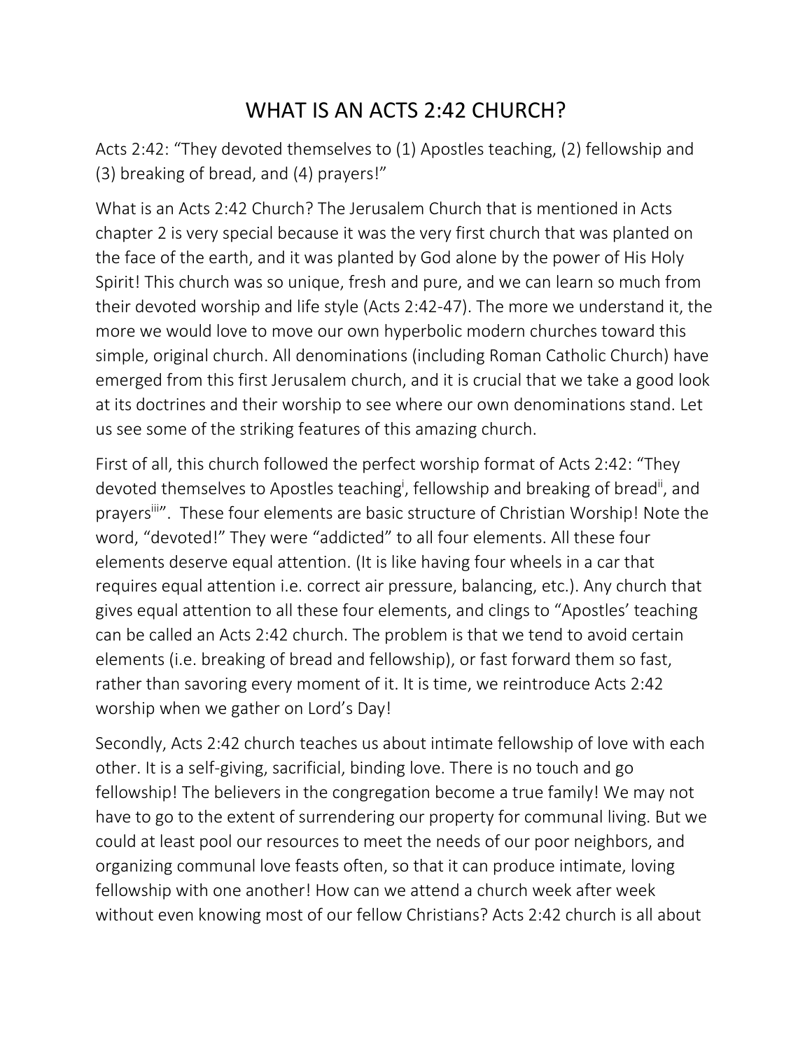# WHAT IS AN ACTS 2:42 CHURCH?

Acts 2:42: "They devoted themselves to (1) Apostles teaching, (2) fellowship and (3) breaking of bread, and (4) prayers!"

What is an Acts 2:42 Church? The Jerusalem Church that is mentioned in Acts chapter 2 is very special because it was the very first church that was planted on the face of the earth, and it was planted by God alone by the power of His Holy Spirit! This church was so unique, fresh and pure, and we can learn so much from their devoted worship and life style (Acts 2:42-47). The more we understand it, the more we would love to move our own hyperbolic modern churches toward this simple, original church. All denominations (including Roman Catholic Church) have emerged from this first Jerusalem church, and it is crucial that we take a good look at its doctrines and their worship to see where our own denominations stand. Let us see some of the striking features of this amazing church.

First of all, this church followed the perfect worship format of Acts 2:42: "They devoted themselves to Apostles teaching[i], fellowship and breaking of bread[ii], and prayers[iii]". These four elements are basic structure of Christian Worship! Note the word, "devoted!" They were "addicted" to all four elements. All these four elements deserve equal attention. (It is like having four wheels in a car that requires equal attention i.e. correct air pressure, balancing, etc.). Any church that gives equal attention to all these four elements, and clings to "Apostles' teaching can be called an Acts 2:42 church. The problem is that we tend to avoid certain elements (i.e. breaking of bread and fellowship), or fast forward them so fast, rather than savoring every moment of it. It is time, we reintroduce Acts 2:42 worship when we gather on Lord's Day!

Secondly, Acts 2:42 church teaches us about intimate fellowship of love with each other. It is a self-giving, sacrificial, binding love. There is no touch and go fellowship! The believers in the congregation become a true family! We may not have to go to the extent of surrendering our property for communal living. But we could at least pool our resources to meet the needs of our poor neighbors, and organizing communal love feasts often, so that it can produce intimate, loving fellowship with one another! How can we attend a church week after week without even knowing most of our fellow Christians? Acts 2:42 church is all about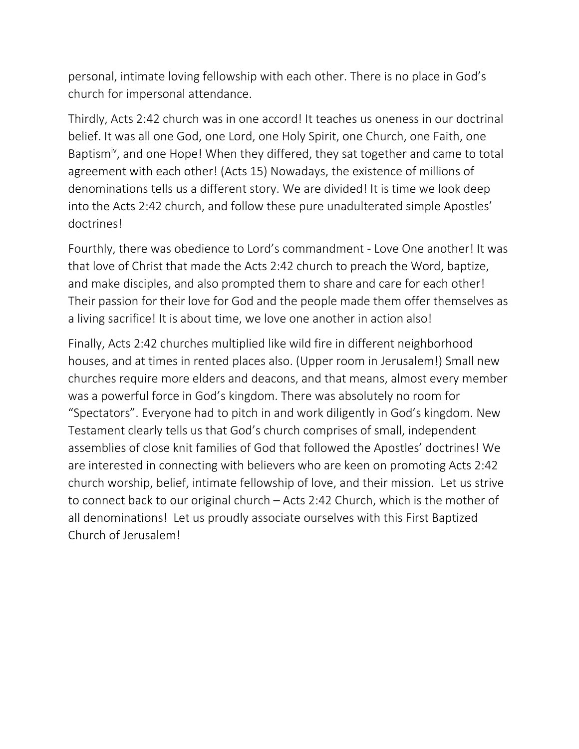personal, intimate loving fellowship with each other. There is no place in God's church for impersonal attendance.

Thirdly, Acts 2:42 church was in one accord! It teaches us oneness in our doctrinal belief. It was all one God, one Lord, one Holy Spirit, one Church, one Faith, one Baptism[iv], and one Hope! When they differed, they sat together and came to total agreement with each other! (Acts 15) Nowadays, the existence of millions of denominations tells us a different story. We are divided! It is time we look deep into the Acts 2:42 church, and follow these pure unadulterated simple Apostles' doctrines!

Fourthly, there was obedience to Lord's commandment - Love One another! It was that love of Christ that made the Acts 2:42 church to preach the Word, baptize, and make disciples, and also prompted them to share and care for each other! Their passion for their love for God and the people made them offer themselves as a living sacrifice! It is about time, we love one another in action also!

Finally, Acts 2:42 churches multiplied like wild fire in different neighborhood houses, and at times in rented places also. (Upper room in Jerusalem!) Small new churches require more elders and deacons, and that means, almost every member was a powerful force in God's kingdom. There was absolutely no room for "Spectators". Everyone had to pitch in and work diligently in God's kingdom. New Testament clearly tells us that God's church comprises of small, independent assemblies of close knit families of God that followed the Apostles' doctrines! We are interested in connecting with believers who are keen on promoting Acts 2:42 church worship, belief, intimate fellowship of love, and their mission. Let us strive to connect back to our original church – Acts 2:42 Church, which is the mother of all denominations! Let us proudly associate ourselves with this First Baptized Church of Jerusalem!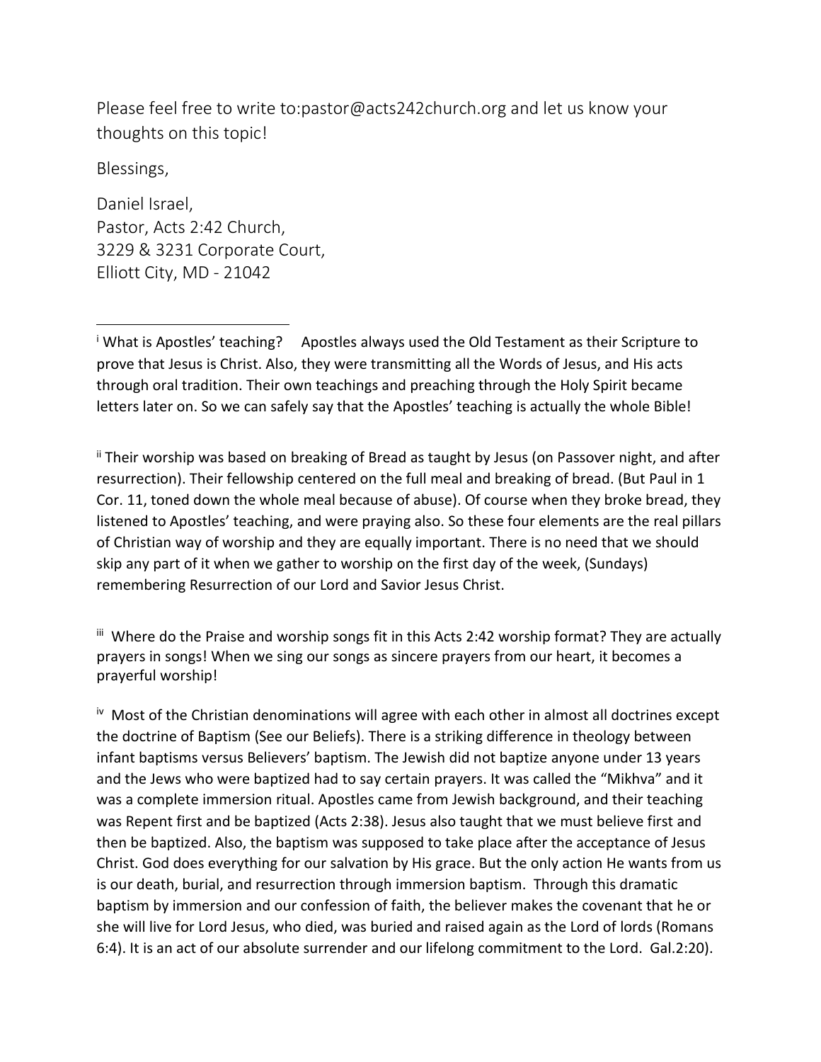Please feel free to write to:pastor@acts242church.org and let us know your thoughts on this topic!

Blessings,

Daniel Israel,
Pastor, Acts 2:42 Church,
3229 & 3231 Corporate Court,
Elliott City, MD - 21042

---

[i] What is Apostles' teaching? Apostles always used the Old Testament as their Scripture to prove that Jesus is Christ. Also, they were transmitting all the Words of Jesus, and His acts through oral tradition. Their own teachings and preaching through the Holy Spirit became letters later on. So we can safely say that the Apostles' teaching is actually the whole Bible!

[ii] Their worship was based on breaking of Bread as taught by Jesus (on Passover night, and after resurrection). Their fellowship centered on the full meal and breaking of bread. (But Paul in 1 Cor. 11, toned down the whole meal because of abuse). Of course when they broke bread, they listened to Apostles' teaching, and were praying also. So these four elements are the real pillars of Christian way of worship and they are equally important. There is no need that we should skip any part of it when we gather to worship on the first day of the week, (Sundays) remembering Resurrection of our Lord and Savior Jesus Christ.

[iii] Where do the Praise and worship songs fit in this Acts 2:42 worship format? They are actually prayers in songs! When we sing our songs as sincere prayers from our heart, it becomes a prayerful worship!

[iv] Most of the Christian denominations will agree with each other in almost all doctrines except the doctrine of Baptism (See our Beliefs). There is a striking difference in theology between infant baptisms versus Believers' baptism. The Jewish did not baptize anyone under 13 years and the Jews who were baptized had to say certain prayers. It was called the "Mikhva" and it was a complete immersion ritual. Apostles came from Jewish background, and their teaching was Repent first and be baptized (Acts 2:38). Jesus also taught that we must believe first and then be baptized. Also, the baptism was supposed to take place after the acceptance of Jesus Christ. God does everything for our salvation by His grace. But the only action He wants from us is our death, burial, and resurrection through immersion baptism. Through this dramatic baptism by immersion and our confession of faith, the believer makes the covenant that he or she will live for Lord Jesus, who died, was buried and raised again as the Lord of lords (Romans 6:4). It is an act of our absolute surrender and our lifelong commitment to the Lord. Gal.2:20).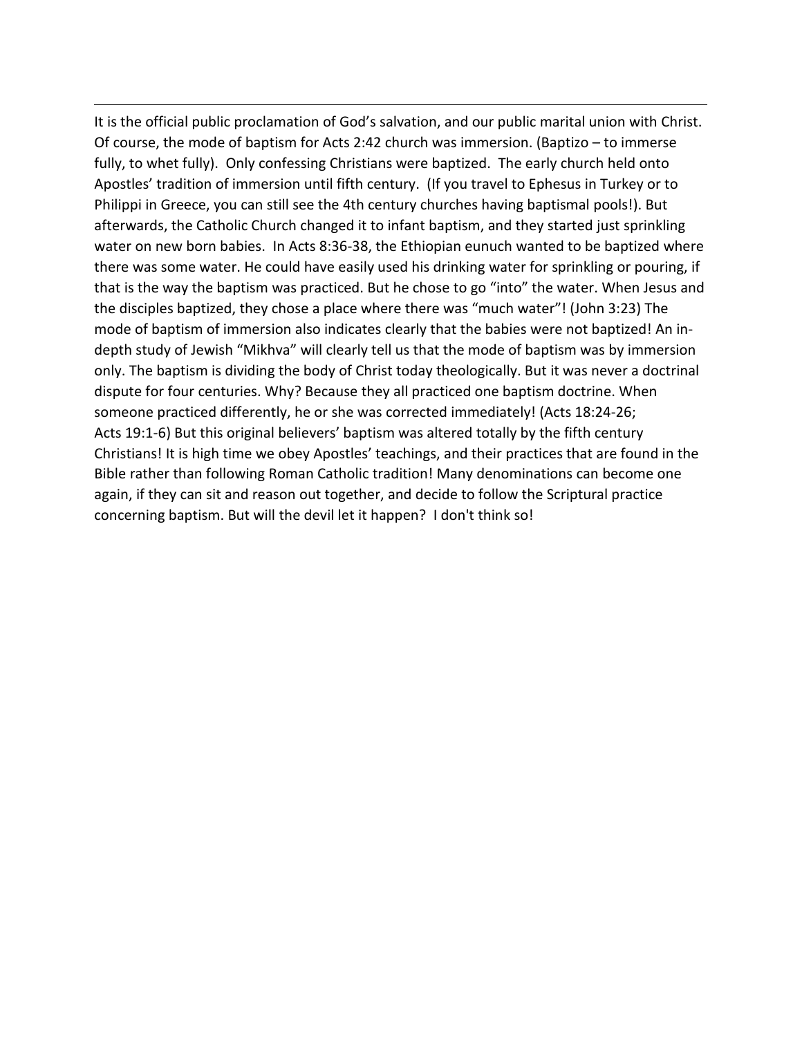It is the official public proclamation of God's salvation, and our public marital union with Christ. Of course, the mode of baptism for Acts 2:42 church was immersion. (Baptizo – to immerse fully, to whet fully). Only confessing Christians were baptized. The early church held onto Apostles' tradition of immersion until fifth century. (If you travel to Ephesus in Turkey or to Philippi in Greece, you can still see the 4th century churches having baptismal pools!). But afterwards, the Catholic Church changed it to infant baptism, and they started just sprinkling water on new born babies. In Acts 8:36-38, the Ethiopian eunuch wanted to be baptized where there was some water. He could have easily used his drinking water for sprinkling or pouring, if that is the way the baptism was practiced. But he chose to go "into" the water. When Jesus and the disciples baptized, they chose a place where there was "much water"! (John 3:23) The mode of baptism of immersion also indicates clearly that the babies were not baptized! An in-depth study of Jewish "Mikhva" will clearly tell us that the mode of baptism was by immersion only. The baptism is dividing the body of Christ today theologically. But it was never a doctrinal dispute for four centuries. Why? Because they all practiced one baptism doctrine. When someone practiced differently, he or she was corrected immediately! (Acts 18:24-26; Acts 19:1-6) But this original believers' baptism was altered totally by the fifth century Christians! It is high time we obey Apostles' teachings, and their practices that are found in the Bible rather than following Roman Catholic tradition! Many denominations can become one again, if they can sit and reason out together, and decide to follow the Scriptural practice concerning baptism. But will the devil let it happen? I don't think so!